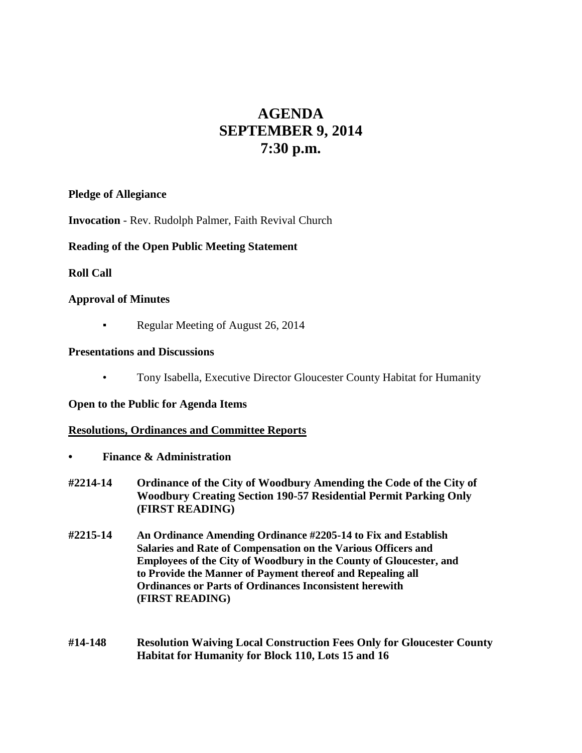# AGENDA
# SEPTEMBER 9, 2014
# 7:30 p.m.

**Pledge of Allegiance**

**Invocation** - Rev. Rudolph Palmer, Faith Revival Church

**Reading of the Open Public Meeting Statement**

**Roll Call**

**Approval of Minutes**

- Regular Meeting of August 26, 2014

**Presentations and Discussions**

- Tony Isabella, Executive Director Gloucester County Habitat for Humanity

**Open to the Public for Agenda Items**

**<u>Resolutions, Ordinances and Committee Reports</u>**

- **Finance & Administration**

**#2214-14** **Ordinance of the City of Woodbury Amending the Code of the City of Woodbury Creating Section 190-57 Residential Permit Parking Only (FIRST READING)**

**#2215-14** **An Ordinance Amending Ordinance #2205-14 to Fix and Establish Salaries and Rate of Compensation on the Various Officers and Employees of the City of Woodbury in the County of Gloucester, and to Provide the Manner of Payment thereof and Repealing all Ordinances or Parts of Ordinances Inconsistent herewith (FIRST READING)**

**#14-148** **Resolution Waiving Local Construction Fees Only for Gloucester County Habitat for Humanity for Block 110, Lots 15 and 16**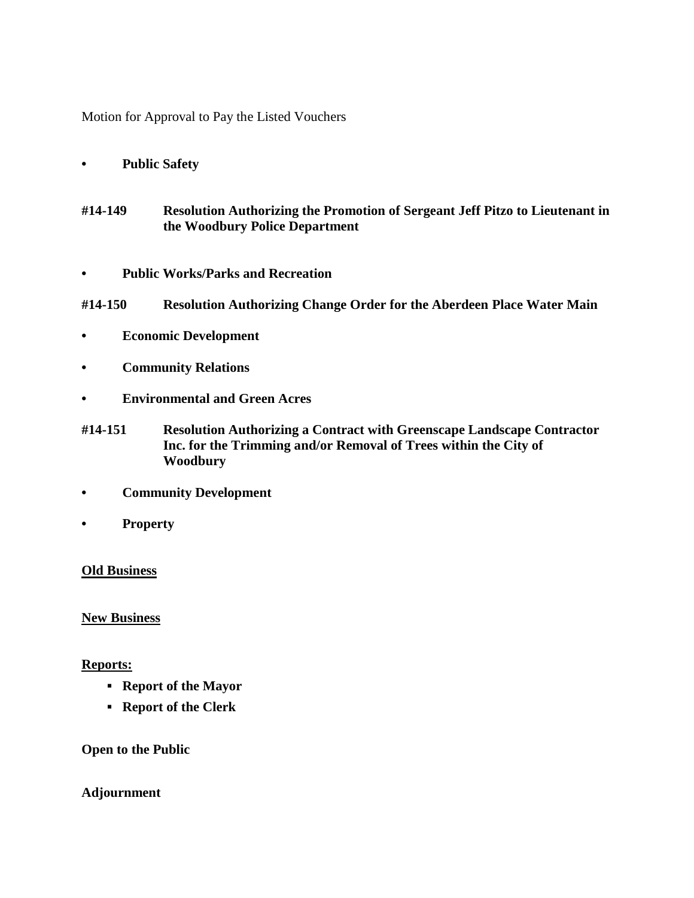Motion for Approval to Pay the Listed Vouchers

- **Public Safety**

**#14-149 Resolution Authorizing the Promotion of Sergeant Jeff Pitzo to Lieutenant in the Woodbury Police Department**

- **Public Works/Parks and Recreation**

**#14-150 Resolution Authorizing Change Order for the Aberdeen Place Water Main**

- **Economic Development**
- **Community Relations**
- **Environmental and Green Acres**

**#14-151 Resolution Authorizing a Contract with Greenscape Landscape Contractor Inc. for the Trimming and/or Removal of Trees within the City of Woodbury**

- **Community Development**
- **Property**

**<u>Old Business</u>**

**<u>New Business</u>**

**<u>Reports:</u>**

- **Report of the Mayor**
- **Report of the Clerk**

**Open to the Public**

**Adjournment**